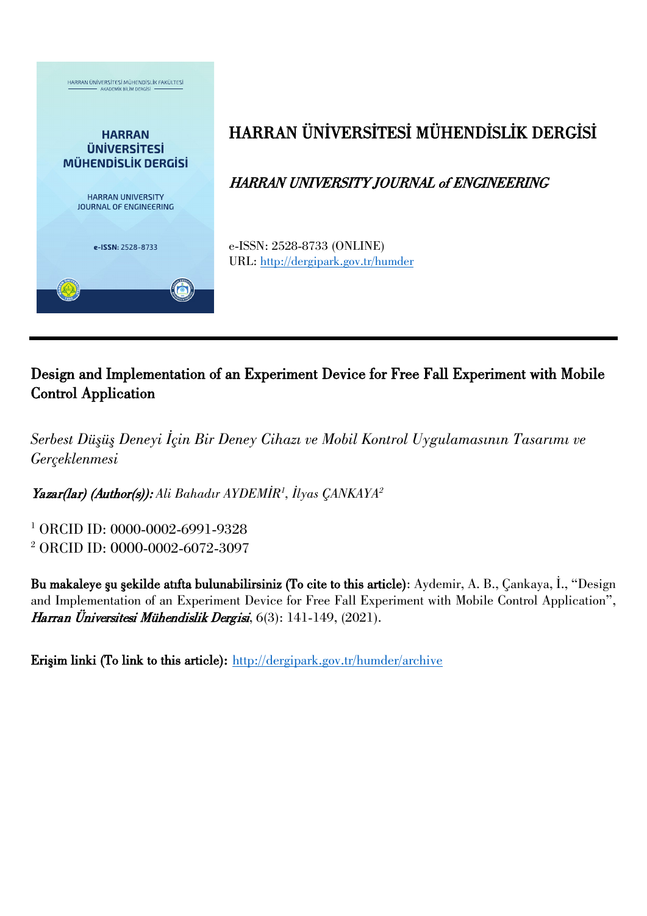# HARRAN ÜNİVERSİTESİ MÜHENDİSLİK DERGİSİ

*HARRAN UNIVERSITY JOURNAL of ENGINEERING*

e-ISSN: 2528-8733 (ONLINE)
URL: http://dergipark.gov.tr/humder

---

## Design and Implementation of an Experiment Device for Free Fall Experiment with Mobile Control Application

*Serbest Düşüş Deneyi İçin Bir Deney Cihazı ve Mobil Kontrol Uygulamasının Tasarımı ve Gerçeklenmesi*

***Yazar(lar) (Author(s)):*** *Ali Bahadır AYDEMİR[1], İlyas ÇANKAYA[2]*

[1] ORCID ID: 0000-0002-6991-9328
[2] ORCID ID: 0000-0002-6072-3097

**Bu makaleye şu şekilde atıfta bulunabilirsiniz (To cite to this article)**: Aydemir, A. B., Çankaya, İ., "Design and Implementation of an Experiment Device for Free Fall Experiment with Mobile Control Application", ***Harran Üniversitesi Mühendislik Dergisi***, 6(3): 141-149, (2021).

**Erişim linki (To link to this article):** http://dergipark.gov.tr/humder/archive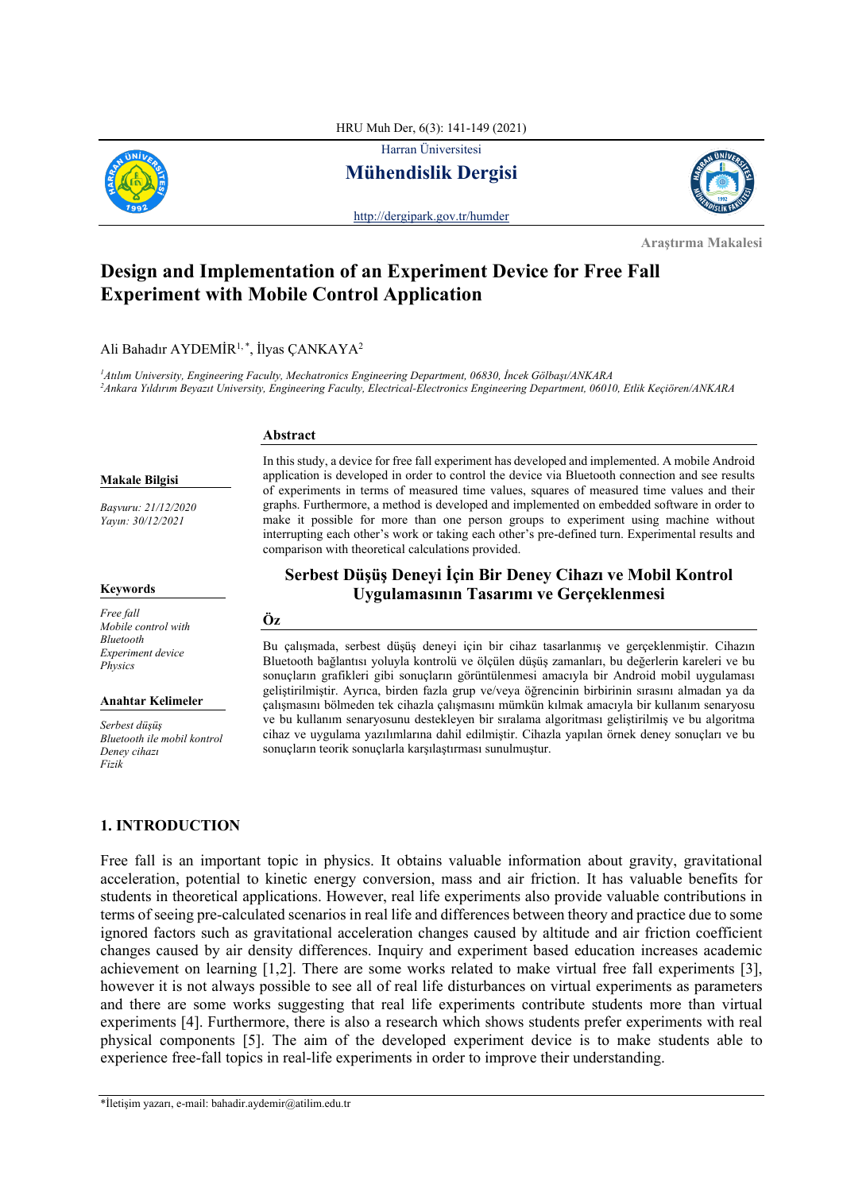Harran Üniversitesi

**Mühendislik Dergisi**

http://dergipark.gov.tr/humder

**Araştırma Makalesi**

# Design and Implementation of an Experiment Device for Free Fall Experiment with Mobile Control Application

Ali Bahadır AYDEMİR[1,*], İlyas ÇANKAYA[2]

*[1]Atılım University, Engineering Faculty, Mechatronics Engineering Department, 06830, İncek Gölbaşı/ANKARA*
*[2]Ankara Yıldırım Beyazıt University, Engineering Faculty, Electrical-Electronics Engineering Department, 06010, Etlik Keçiören/ANKARA*

**Makale Bilgisi**

*Başvuru: 21/12/2020*
*Yayın: 30/12/2021*

**Keywords**

*Free fall*
*Mobile control with Bluetooth*
*Experiment device*
*Physics*

**Anahtar Kelimeler**

*Serbest düşüş*
*Bluetooth ile mobil kontrol*
*Deney cihazı*
*Fizik*

**Abstract**

In this study, a device for free fall experiment has developed and implemented. A mobile Android application is developed in order to control the device via Bluetooth connection and see results of experiments in terms of measured time values, squares of measured time values and their graphs. Furthermore, a method is developed and implemented on embedded software in order to make it possible for more than one person groups to experiment using machine without interrupting each other's work or taking each other's pre-defined turn. Experimental results and comparison with theoretical calculations provided.

## Serbest Düşüş Deneyi İçin Bir Deney Cihazı ve Mobil Kontrol Uygulamasının Tasarımı ve Gerçeklenmesi

**Öz**

Bu çalışmada, serbest düşüş deneyi için bir cihaz tasarlanmış ve gerçeklenmiştir. Cihazın Bluetooth bağlantısı yoluyla kontrolü ve ölçülen düşüş zamanları, bu değerlerin kareleri ve bu sonuçların grafikleri gibi sonuçların görüntülenmesi amacıyla bir Android mobil uygulaması geliştirilmiştir. Ayrıca, birden fazla grup ve/veya öğrencinin birbirinin sırasını almadan ya da çalışmasını bölmeden tek cihazla çalışmasını mümkün kılmak amacıyla bir kullanım senaryosu ve bu kullanım senaryosunu destekleyen bir sıralama algoritması geliştirilmiş ve bu algoritma cihaz ve uygulama yazılımlarına dahil edilmiştir. Cihazla yapılan örnek deney sonuçları ve bu sonuçların teorik sonuçlarla karşılaştırması sunulmuştur.

## 1. INTRODUCTION

Free fall is an important topic in physics. It obtains valuable information about gravity, gravitational acceleration, potential to kinetic energy conversion, mass and air friction. It has valuable benefits for students in theoretical applications. However, real life experiments also provide valuable contributions in terms of seeing pre-calculated scenarios in real life and differences between theory and practice due to some ignored factors such as gravitational acceleration changes caused by altitude and air friction coefficient changes caused by air density differences. Inquiry and experiment based education increases academic achievement on learning [1,2]. There are some works related to make virtual free fall experiments [3], however it is not always possible to see all of real life disturbances on virtual experiments as parameters and there are some works suggesting that real life experiments contribute students more than virtual experiments [4]. Furthermore, there is also a research which shows students prefer experiments with real physical components [5]. The aim of the developed experiment device is to make students able to experience free-fall topics in real-life experiments in order to improve their understanding.

*İletişim yazarı, e-mail: bahadir.aydemir@atilim.edu.tr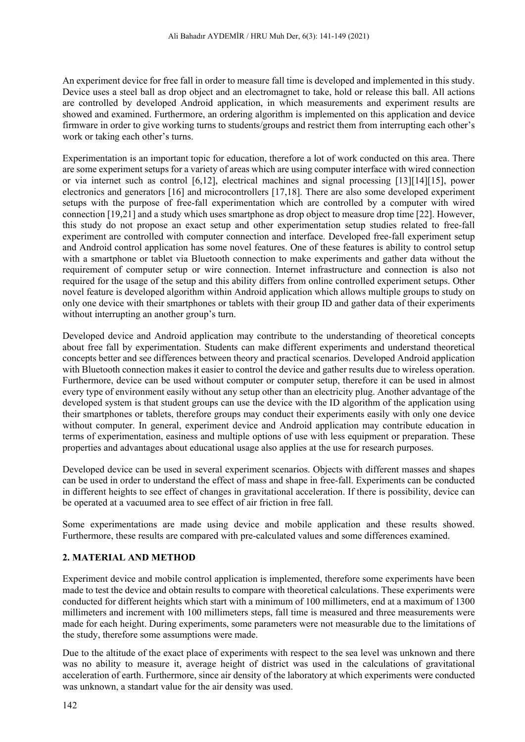An experiment device for free fall in order to measure fall time is developed and implemented in this study. Device uses a steel ball as drop object and an electromagnet to take, hold or release this ball. All actions are controlled by developed Android application, in which measurements and experiment results are showed and examined. Furthermore, an ordering algorithm is implemented on this application and device firmware in order to give working turns to students/groups and restrict them from interrupting each other's work or taking each other's turns.

Experimentation is an important topic for education, therefore a lot of work conducted on this area. There are some experiment setups for a variety of areas which are using computer interface with wired connection or via internet such as control [6,12], electrical machines and signal processing [13][14][15], power electronics and generators [16] and microcontrollers [17,18]. There are also some developed experiment setups with the purpose of free-fall experimentation which are controlled by a computer with wired connection [19,21] and a study which uses smartphone as drop object to measure drop time [22]. However, this study do not propose an exact setup and other experimentation setup studies related to free-fall experiment are controlled with computer connection and interface. Developed free-fall experiment setup and Android control application has some novel features. One of these features is ability to control setup with a smartphone or tablet via Bluetooth connection to make experiments and gather data without the requirement of computer setup or wire connection. Internet infrastructure and connection is also not required for the usage of the setup and this ability differs from online controlled experiment setups. Other novel feature is developed algorithm within Android application which allows multiple groups to study on only one device with their smartphones or tablets with their group ID and gather data of their experiments without interrupting an another group's turn.

Developed device and Android application may contribute to the understanding of theoretical concepts about free fall by experimentation. Students can make different experiments and understand theoretical concepts better and see differences between theory and practical scenarios. Developed Android application with Bluetooth connection makes it easier to control the device and gather results due to wireless operation. Furthermore, device can be used without computer or computer setup, therefore it can be used in almost every type of environment easily without any setup other than an electricity plug. Another advantage of the developed system is that student groups can use the device with the ID algorithm of the application using their smartphones or tablets, therefore groups may conduct their experiments easily with only one device without computer. In general, experiment device and Android application may contribute education in terms of experimentation, easiness and multiple options of use with less equipment or preparation. These properties and advantages about educational usage also applies at the use for research purposes.

Developed device can be used in several experiment scenarios. Objects with different masses and shapes can be used in order to understand the effect of mass and shape in free-fall. Experiments can be conducted in different heights to see effect of changes in gravitational acceleration. If there is possibility, device can be operated at a vacuumed area to see effect of air friction in free fall.

Some experimentations are made using device and mobile application and these results showed. Furthermore, these results are compared with pre-calculated values and some differences examined.

## 2. MATERIAL AND METHOD

Experiment device and mobile control application is implemented, therefore some experiments have been made to test the device and obtain results to compare with theoretical calculations. These experiments were conducted for different heights which start with a minimum of 100 millimeters, end at a maximum of 1300 millimeters and increment with 100 millimeters steps, fall time is measured and three measurements were made for each height. During experiments, some parameters were not measurable due to the limitations of the study, therefore some assumptions were made.

Due to the altitude of the exact place of experiments with respect to the sea level was unknown and there was no ability to measure it, average height of district was used in the calculations of gravitational acceleration of earth. Furthermore, since air density of the laboratory at which experiments were conducted was unknown, a standart value for the air density was used.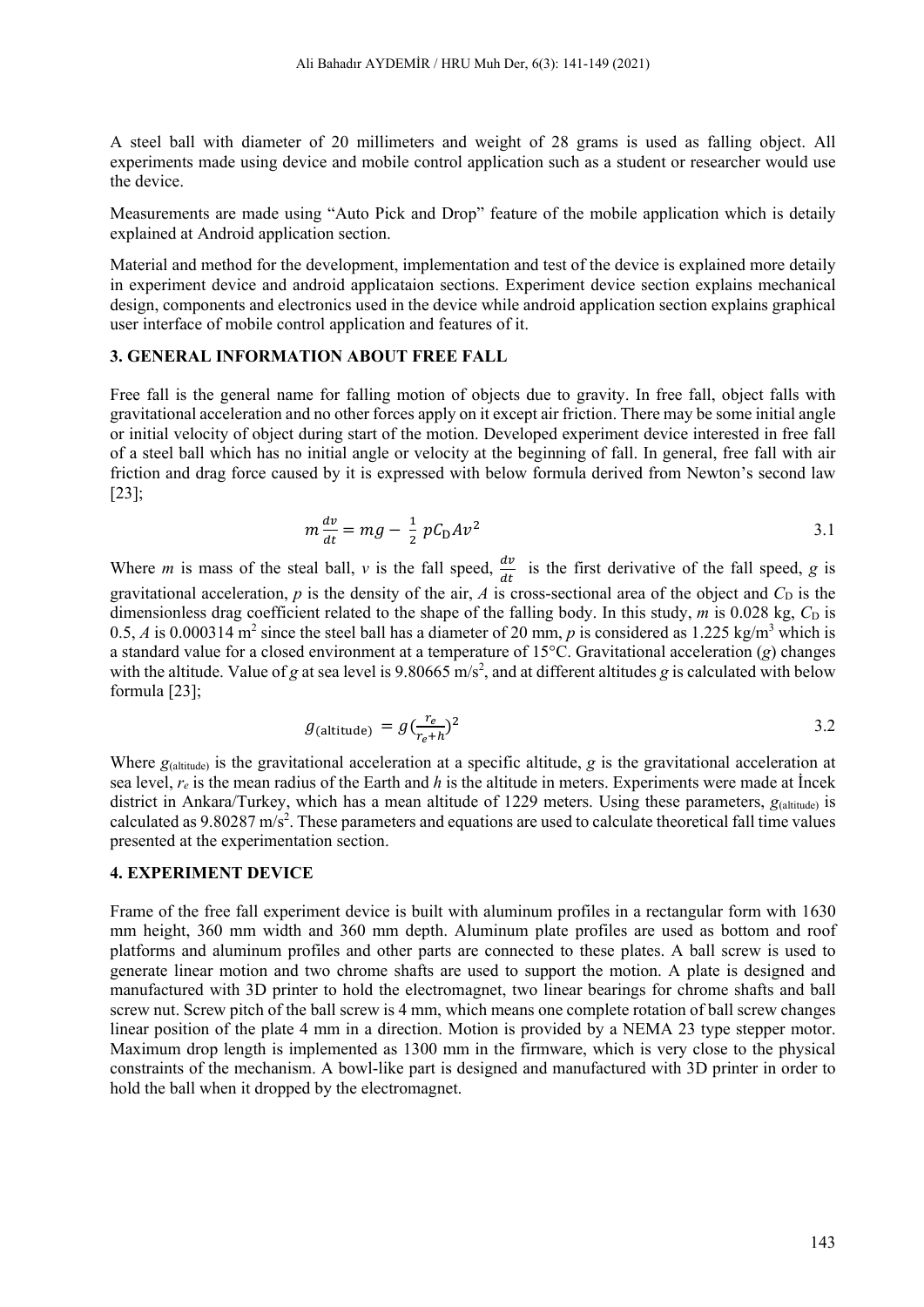A steel ball with diameter of 20 millimeters and weight of 28 grams is used as falling object. All experiments made using device and mobile control application such as a student or researcher would use the device.

Measurements are made using “Auto Pick and Drop” feature of the mobile application which is detaily explained at Android application section.

Material and method for the development, implementation and test of the device is explained more detaily in experiment device and android applicataion sections. Experiment device section explains mechanical design, components and electronics used in the device while android application section explains graphical user interface of mobile control application and features of it.

## 3. GENERAL INFORMATION ABOUT FREE FALL

Free fall is the general name for falling motion of objects due to gravity. In free fall, object falls with gravitational acceleration and no other forces apply on it except air friction. There may be some initial angle or initial velocity of object during start of the motion. Developed experiment device interested in free fall of a steel ball which has no initial angle or velocity at the beginning of fall. In general, free fall with air friction and drag force caused by it is expressed with below formula derived from Newton’s second law [23];

$$m\frac{dv}{dt} = mg - \frac{1}{2}pC_{\mathrm{D}}Av^2 \qquad 3.1$$

Where *m* is mass of the steal ball, *v* is the fall speed, $\frac{dv}{dt}$ is the first derivative of the fall speed, *g* is gravitational acceleration, *p* is the density of the air, *A* is cross-sectional area of the object and $C_{\mathrm{D}}$ is the dimensionless drag coefficient related to the shape of the falling body. In this study, *m* is 0.028 kg, $C_{\mathrm{D}}$ is 0.5, *A* is 0.000314 $m^2$ since the steel ball has a diameter of 20 mm, *p* is considered as 1.225 kg/$m^3$ which is a standard value for a closed environment at a temperature of 15°C. Gravitational acceleration (*g*) changes with the altitude. Value of *g* at sea level is 9.80665 m/$s^2$, and at different altitudes *g* is calculated with below formula [23];

$$g_{(\mathrm{altitude})} = g\left(\frac{r_e}{r_e+h}\right)^2 \qquad 3.2$$

Where $g_{(\mathrm{altitude})}$ is the gravitational acceleration at a specific altitude, *g* is the gravitational acceleration at sea level, $r_e$ is the mean radius of the Earth and *h* is the altitude in meters. Experiments were made at İncek district in Ankara/Turkey, which has a mean altitude of 1229 meters. Using these parameters, $g_{(\mathrm{altitude})}$ is calculated as 9.80287 m/$s^2$. These parameters and equations are used to calculate theoretical fall time values presented at the experimentation section.

## 4. EXPERIMENT DEVICE

Frame of the free fall experiment device is built with aluminum profiles in a rectangular form with 1630 mm height, 360 mm width and 360 mm depth. Aluminum plate profiles are used as bottom and roof platforms and aluminum profiles and other parts are connected to these plates. A ball screw is used to generate linear motion and two chrome shafts are used to support the motion. A plate is designed and manufactured with 3D printer to hold the electromagnet, two linear bearings for chrome shafts and ball screw nut. Screw pitch of the ball screw is 4 mm, which means one complete rotation of ball screw changes linear position of the plate 4 mm in a direction. Motion is provided by a NEMA 23 type stepper motor. Maximum drop length is implemented as 1300 mm in the firmware, which is very close to the physical constraints of the mechanism. A bowl-like part is designed and manufactured with 3D printer in order to hold the ball when it dropped by the electromagnet.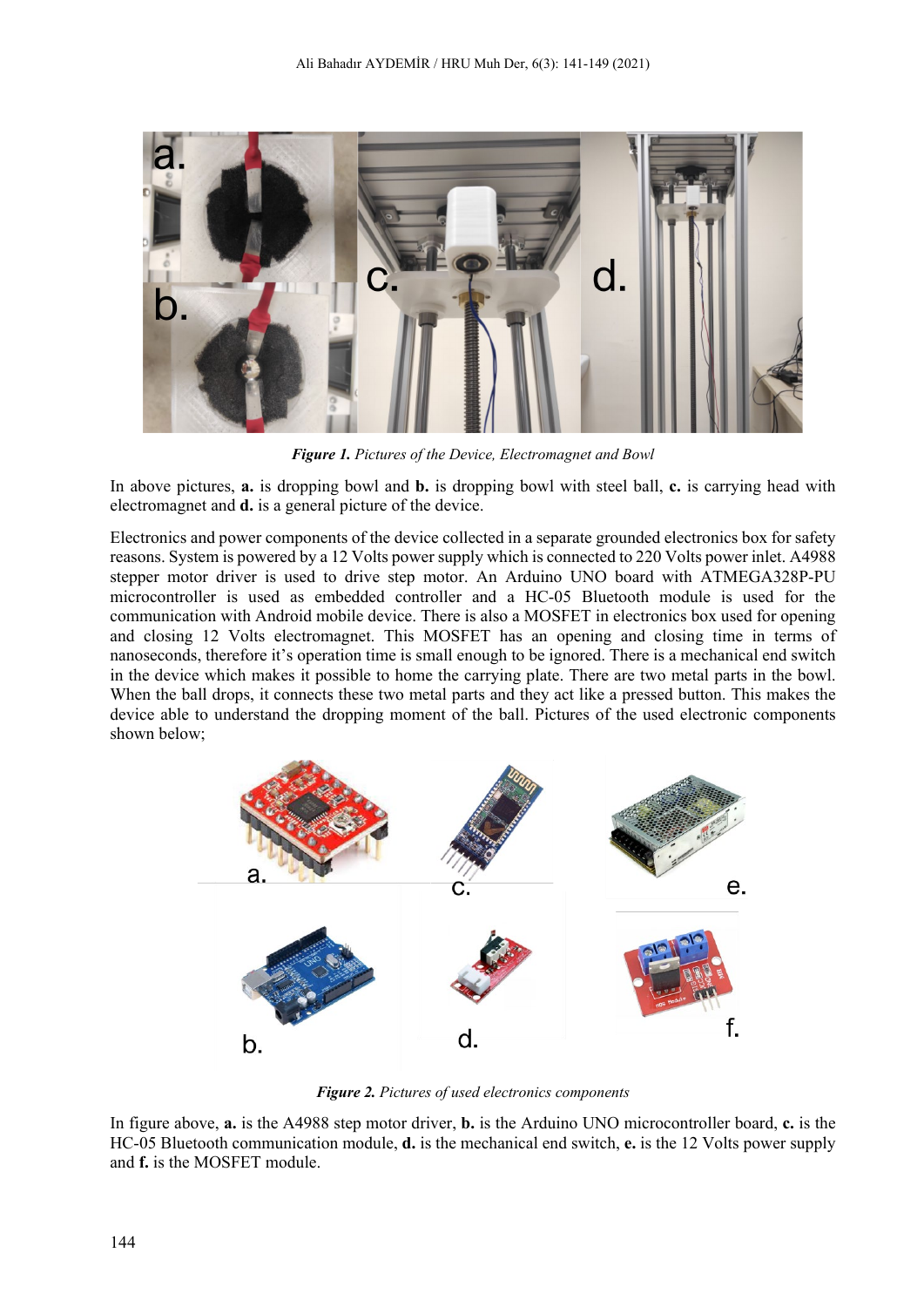*Figure 1. Pictures of the Device, Electromagnet and Bowl*

In above pictures, **a.** is dropping bowl and **b.** is dropping bowl with steel ball, **c.** is carrying head with electromagnet and **d.** is a general picture of the device.

Electronics and power components of the device collected in a separate grounded electronics box for safety reasons. System is powered by a 12 Volts power supply which is connected to 220 Volts power inlet. A4988 stepper motor driver is used to drive step motor. An Arduino UNO board with ATMEGA328P-PU microcontroller is used as embedded controller and a HC-05 Bluetooth module is used for the communication with Android mobile device. There is also a MOSFET in electronics box used for opening and closing 12 Volts electromagnet. This MOSFET has an opening and closing time in terms of nanoseconds, therefore it's operation time is small enough to be ignored. There is a mechanical end switch in the device which makes it possible to home the carrying plate. There are two metal parts in the bowl. When the ball drops, it connects these two metal parts and they act like a pressed button. This makes the device able to understand the dropping moment of the ball. Pictures of the used electronic components shown below;

*Figure 2. Pictures of used electronics components*

In figure above, **a.** is the A4988 step motor driver, **b.** is the Arduino UNO microcontroller board, **c.** is the HC-05 Bluetooth communication module, **d.** is the mechanical end switch, **e.** is the 12 Volts power supply and **f.** is the MOSFET module.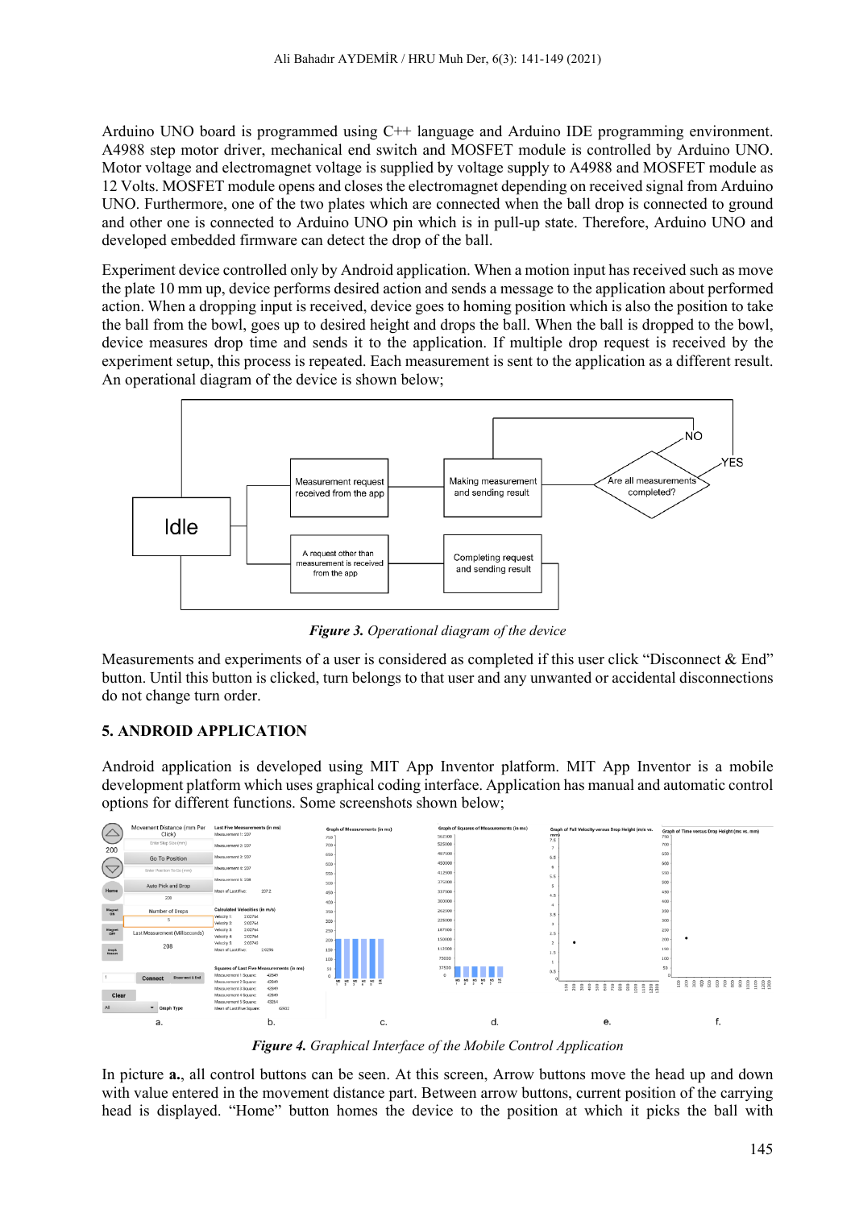Arduino UNO board is programmed using C++ language and Arduino IDE programming environment. A4988 step motor driver, mechanical end switch and MOSFET module is controlled by Arduino UNO. Motor voltage and electromagnet voltage is supplied by voltage supply to A4988 and MOSFET module as 12 Volts. MOSFET module opens and closes the electromagnet depending on received signal from Arduino UNO. Furthermore, one of the two plates which are connected when the ball drop is connected to ground and other one is connected to Arduino UNO pin which is in pull-up state. Therefore, Arduino UNO and developed embedded firmware can detect the drop of the ball.

Experiment device controlled only by Android application. When a motion input has received such as move the plate 10 mm up, device performs desired action and sends a message to the application about performed action. When a dropping input is received, device goes to homing position which is also the position to take the ball from the bowl, goes up to desired height and drops the ball. When the ball is dropped to the bowl, device measures drop time and sends it to the application. If multiple drop request is received by the experiment setup, this process is repeated. Each measurement is sent to the application as a different result. An operational diagram of the device is shown below;

Idle

Measurement request received from the app

Making measurement and sending result

Are all measurements completed?

NO

YES

A request other than measurement is received from the app

Completing request and sending result

***Figure 3.*** *Operational diagram of the device*

Measurements and experiments of a user is considered as completed if this user click "Disconnect & End" button. Until this button is clicked, turn belongs to that user and any unwanted or accidental disconnections do not change turn order.

## 5. ANDROID APPLICATION

Android application is developed using MIT App Inventor platform. MIT App Inventor is a mobile development platform which uses graphical coding interface. Application has manual and automatic control options for different functions. Some screenshots shown below;

a. b. c. d. e. f.

***Figure 4.*** *Graphical Interface of the Mobile Control Application*

In picture **a.**, all control buttons can be seen. At this screen, Arrow buttons move the head up and down with value entered in the movement distance part. Between arrow buttons, current position of the carrying head is displayed. "Home" button homes the device to the position at which it picks the ball with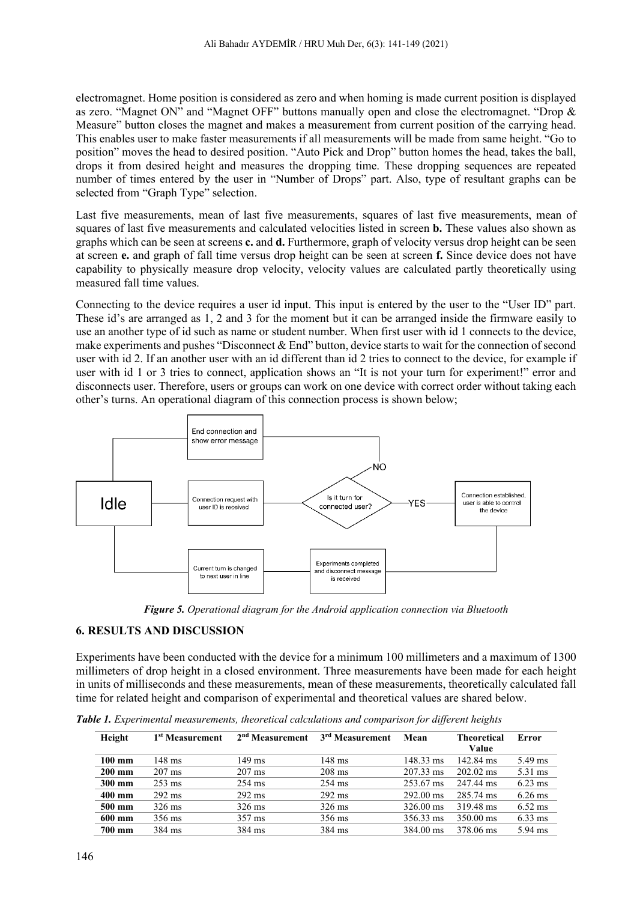electromagnet. Home position is considered as zero and when homing is made current position is displayed as zero. "Magnet ON" and "Magnet OFF" buttons manually open and close the electromagnet. "Drop & Measure" button closes the magnet and makes a measurement from current position of the carrying head. This enables user to make faster measurements if all measurements will be made from same height. "Go to position" moves the head to desired position. "Auto Pick and Drop" button homes the head, takes the ball, drops it from desired height and measures the dropping time. These dropping sequences are repeated number of times entered by the user in "Number of Drops" part. Also, type of resultant graphs can be selected from "Graph Type" selection.

Last five measurements, mean of last five measurements, squares of last five measurements, mean of squares of last five measurements and calculated velocities listed in screen **b.** These values also shown as graphs which can be seen at screens **c.** and **d.** Furthermore, graph of velocity versus drop height can be seen at screen **e.** and graph of fall time versus drop height can be seen at screen **f.** Since device does not have capability to physically measure drop velocity, velocity values are calculated partly theoretically using measured fall time values.

Connecting to the device requires a user id input. This input is entered by the user to the "User ID" part. These id's are arranged as 1, 2 and 3 for the moment but it can be arranged inside the firmware easily to use an another type of id such as name or student number. When first user with id 1 connects to the device, make experiments and pushes "Disconnect & End" button, device starts to wait for the connection of second user with id 2. If an another user with an id different than id 2 tries to connect to the device, for example if user with id 1 or 3 tries to connect, application shows an "It is not your turn for experiment!" error and disconnects user. Therefore, users or groups can work on one device with correct order without taking each other's turns. An operational diagram of this connection process is shown below;

Idle

Connection request with user ID is received

Is it turn for connected user?

YES

Connection established, user is able to control the device

NO

End connection and show error message

Experiments completed and disconnect message is received

Current turn is changed to next user in line

***Figure 5.*** *Operational diagram for the Android application connection via Bluetooth*

## 6. RESULTS AND DISCUSSION

Experiments have been conducted with the device for a minimum 100 millimeters and a maximum of 1300 millimeters of drop height in a closed environment. Three measurements have been made for each height in units of milliseconds and these measurements, mean of these measurements, theoretically calculated fall time for related height and comparison of experimental and theoretical values are shared below.

***Table 1.*** *Experimental measurements, theoretical calculations and comparison for different heights*

| Height | 1st Measurement | 2nd Measurement | 3rd Measurement | Mean | Theoretical Value | Error |
|---|---|---|---|---|---|---|
| **100 mm** | 148 ms | 149 ms | 148 ms | 148.33 ms | 142.84 ms | 5.49 ms |
| **200 mm** | 207 ms | 207 ms | 208 ms | 207.33 ms | 202.02 ms | 5.31 ms |
| **300 mm** | 253 ms | 254 ms | 254 ms | 253.67 ms | 247.44 ms | 6.23 ms |
| **400 mm** | 292 ms | 292 ms | 292 ms | 292.00 ms | 285.74 ms | 6.26 ms |
| **500 mm** | 326 ms | 326 ms | 326 ms | 326.00 ms | 319.48 ms | 6.52 ms |
| **600 mm** | 356 ms | 357 ms | 356 ms | 356.33 ms | 350.00 ms | 6.33 ms |
| **700 mm** | 384 ms | 384 ms | 384 ms | 384.00 ms | 378.06 ms | 5.94 ms |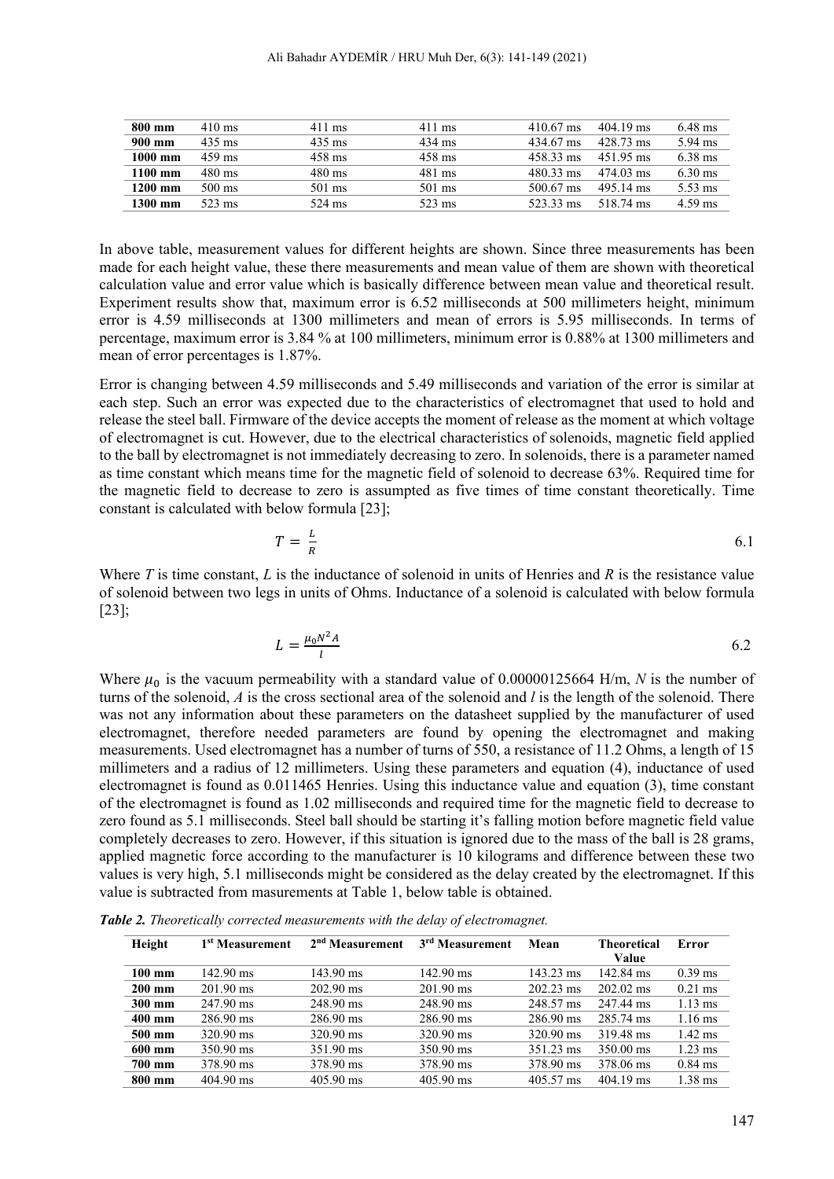| | | | | | | |
|---|---|---|---|---|---|---|
| **800 mm** | 410 ms | 411 ms | 411 ms | 410.67 ms | 404.19 ms | 6.48 ms |
| **900 mm** | 435 ms | 435 ms | 434 ms | 434.67 ms | 428.73 ms | 5.94 ms |
| **1000 mm** | 459 ms | 458 ms | 458 ms | 458.33 ms | 451.95 ms | 6.38 ms |
| **1100 mm** | 480 ms | 480 ms | 481 ms | 480.33 ms | 474.03 ms | 6.30 ms |
| **1200 mm** | 500 ms | 501 ms | 501 ms | 500.67 ms | 495.14 ms | 5.53 ms |
| **1300 mm** | 523 ms | 524 ms | 523 ms | 523.33 ms | 518.74 ms | 4.59 ms |

In above table, measurement values for different heights are shown. Since three measurements has been made for each height value, these there measurements and mean value of them are shown with theoretical calculation value and error value which is basically difference between mean value and theoretical result. Experiment results show that, maximum error is 6.52 milliseconds at 500 millimeters height, minimum error is 4.59 milliseconds at 1300 millimeters and mean of errors is 5.95 milliseconds. In terms of percentage, maximum error is 3.84 % at 100 millimeters, minimum error is 0.88% at 1300 millimeters and mean of error percentages is 1.87%.

Error is changing between 4.59 milliseconds and 5.49 milliseconds and variation of the error is similar at each step. Such an error was expected due to the characteristics of electromagnet that used to hold and release the steel ball. Firmware of the device accepts the moment of release as the moment at which voltage of electromagnet is cut. However, due to the electrical characteristics of solenoids, magnetic field applied to the ball by electromagnet is not immediately decreasing to zero. In solenoids, there is a parameter named as time constant which means time for the magnetic field of solenoid to decrease 63%. Required time for the magnetic field to decrease to zero is assumpted as five times of time constant theoretically. Time constant is calculated with below formula [23];

$$T = \frac{L}{R} \tag{6.1}$$

Where $T$ is time constant, $L$ is the inductance of solenoid in units of Henries and $R$ is the resistance value of solenoid between two legs in units of Ohms. Inductance of a solenoid is calculated with below formula [23];

$$L = \frac{\mu_0 N^2 A}{l} \tag{6.2}$$

Where $\mu_0$ is the vacuum permeability with a standard value of 0.00000125664 H/m, $N$ is the number of turns of the solenoid, $A$ is the cross sectional area of the solenoid and $l$ is the length of the solenoid. There was not any information about these parameters on the datasheet supplied by the manufacturer of used electromagnet, therefore needed parameters are found by opening the electromagnet and making measurements. Used electromagnet has a number of turns of 550, a resistance of 11.2 Ohms, a length of 15 millimeters and a radius of 12 millimeters. Using these parameters and equation (4), inductance of used electromagnet is found as 0.011465 Henries. Using this inductance value and equation (3), time constant of the electromagnet is found as 1.02 milliseconds and required time for the magnetic field to decrease to zero found as 5.1 milliseconds. Steel ball should be starting it's falling motion before magnetic field value completely decreases to zero. However, if this situation is ignored due to the mass of the ball is 28 grams, applied magnetic force according to the manufacturer is 10 kilograms and difference between these two values is very high, 5.1 milliseconds might be considered as the delay created by the electromagnet. If this value is subtracted from masurements at Table 1, below table is obtained.

***Table 2.*** *Theoretically corrected measurements with the delay of electromagnet.*

| Height | 1st Measurement | 2nd Measurement | 3rd Measurement | Mean | Theoretical Value | Error |
|---|---|---|---|---|---|---|
| **100 mm** | 142.90 ms | 143.90 ms | 142.90 ms | 143.23 ms | 142.84 ms | 0.39 ms |
| **200 mm** | 201.90 ms | 202.90 ms | 201.90 ms | 202.23 ms | 202.02 ms | 0.21 ms |
| **300 mm** | 247.90 ms | 248.90 ms | 248.90 ms | 248.57 ms | 247.44 ms | 1.13 ms |
| **400 mm** | 286.90 ms | 286.90 ms | 286.90 ms | 286.90 ms | 285.74 ms | 1.16 ms |
| **500 mm** | 320.90 ms | 320.90 ms | 320.90 ms | 320.90 ms | 319.48 ms | 1.42 ms |
| **600 mm** | 350.90 ms | 351.90 ms | 350.90 ms | 351.23 ms | 350.00 ms | 1.23 ms |
| **700 mm** | 378.90 ms | 378.90 ms | 378.90 ms | 378.90 ms | 378.06 ms | 0.84 ms |
| **800 mm** | 404.90 ms | 405.90 ms | 405.90 ms | 405.57 ms | 404.19 ms | 1.38 ms |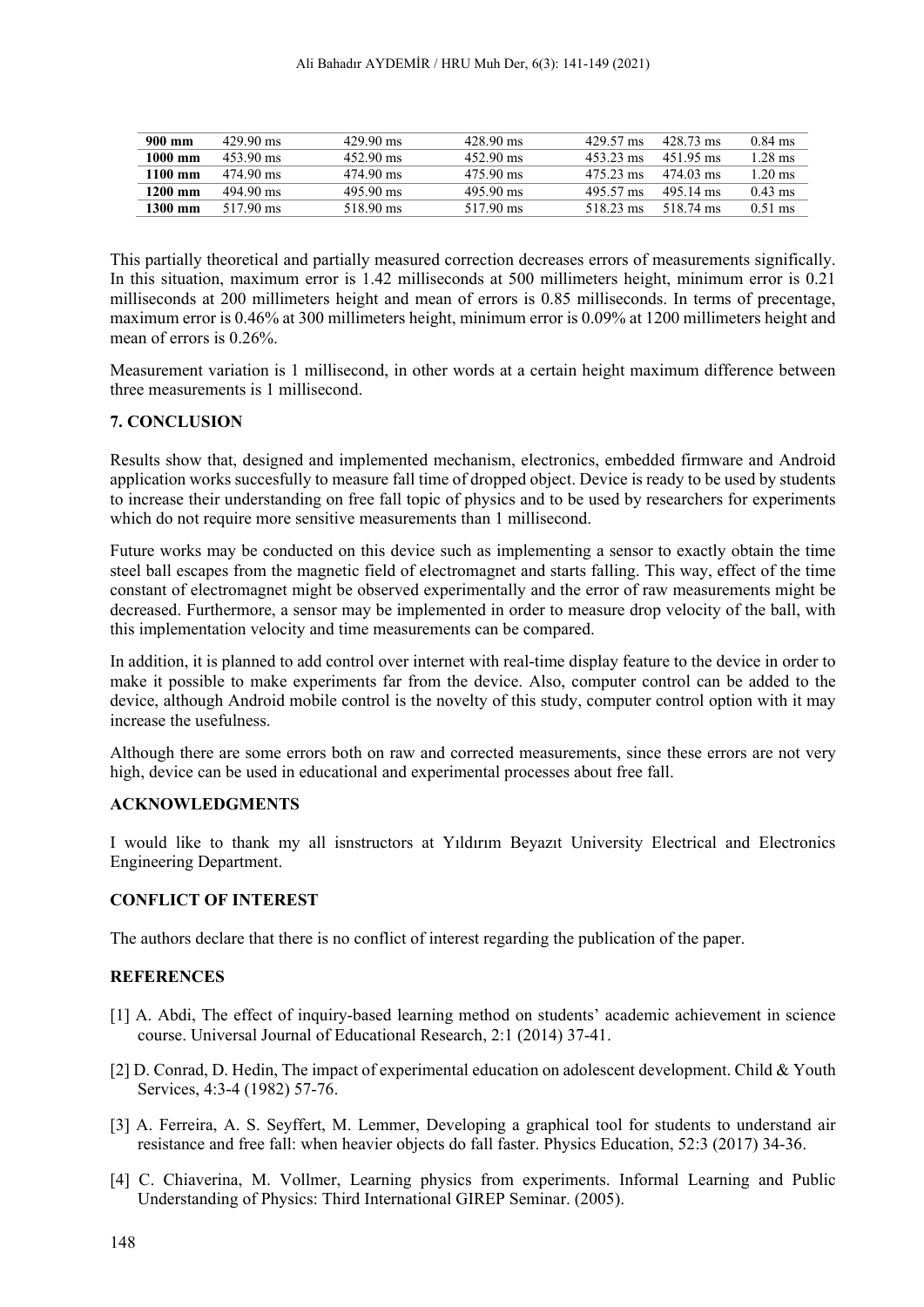| | | | | | | |
|---|---|---|---|---|---|---|
| **900 mm** | 429.90 ms | 429.90 ms | 428.90 ms | 429.57 ms | 428.73 ms | 0.84 ms |
| **1000 mm** | 453.90 ms | 452.90 ms | 452.90 ms | 453.23 ms | 451.95 ms | 1.28 ms |
| **1100 mm** | 474.90 ms | 474.90 ms | 475.90 ms | 475.23 ms | 474.03 ms | 1.20 ms |
| **1200 mm** | 494.90 ms | 495.90 ms | 495.90 ms | 495.57 ms | 495.14 ms | 0.43 ms |
| **1300 mm** | 517.90 ms | 518.90 ms | 517.90 ms | 518.23 ms | 518.74 ms | 0.51 ms |

This partially theoretical and partially measured correction decreases errors of measurements significally. In this situation, maximum error is 1.42 milliseconds at 500 millimeters height, minimum error is 0.21 milliseconds at 200 millimeters height and mean of errors is 0.85 milliseconds. In terms of precentage, maximum error is 0.46% at 300 millimeters height, minimum error is 0.09% at 1200 millimeters height and mean of errors is 0.26%.

Measurement variation is 1 millisecond, in other words at a certain height maximum difference between three measurements is 1 millisecond.

## 7. CONCLUSION

Results show that, designed and implemented mechanism, electronics, embedded firmware and Android application works succesfully to measure fall time of dropped object. Device is ready to be used by students to increase their understanding on free fall topic of physics and to be used by researchers for experiments which do not require more sensitive measurements than 1 millisecond.

Future works may be conducted on this device such as implementing a sensor to exactly obtain the time steel ball escapes from the magnetic field of electromagnet and starts falling. This way, effect of the time constant of electromagnet might be observed experimentally and the error of raw measurements might be decreased. Furthermore, a sensor may be implemented in order to measure drop velocity of the ball, with this implementation velocity and time measurements can be compared.

In addition, it is planned to add control over internet with real-time display feature to the device in order to make it possible to make experiments far from the device. Also, computer control can be added to the device, although Android mobile control is the novelty of this study, computer control option with it may increase the usefulness.

Although there are some errors both on raw and corrected measurements, since these errors are not very high, device can be used in educational and experimental processes about free fall.

## ACKNOWLEDGMENTS

I would like to thank my all isnstructors at Yıldırım Beyazıt University Electrical and Electronics Engineering Department.

## CONFLICT OF INTEREST

The authors declare that there is no conflict of interest regarding the publication of the paper.

## REFERENCES

[1] A. Abdi, The effect of inquiry-based learning method on students' academic achievement in science course. Universal Journal of Educational Research, 2:1 (2014) 37-41.

[2] D. Conrad, D. Hedin, The impact of experimental education on adolescent development. Child & Youth Services, 4:3-4 (1982) 57-76.

[3] A. Ferreira, A. S. Seyffert, M. Lemmer, Developing a graphical tool for students to understand air resistance and free fall: when heavier objects do fall faster. Physics Education, 52:3 (2017) 34-36.

[4] C. Chiaverina, M. Vollmer, Learning physics from experiments. Informal Learning and Public Understanding of Physics: Third International GIREP Seminar. (2005).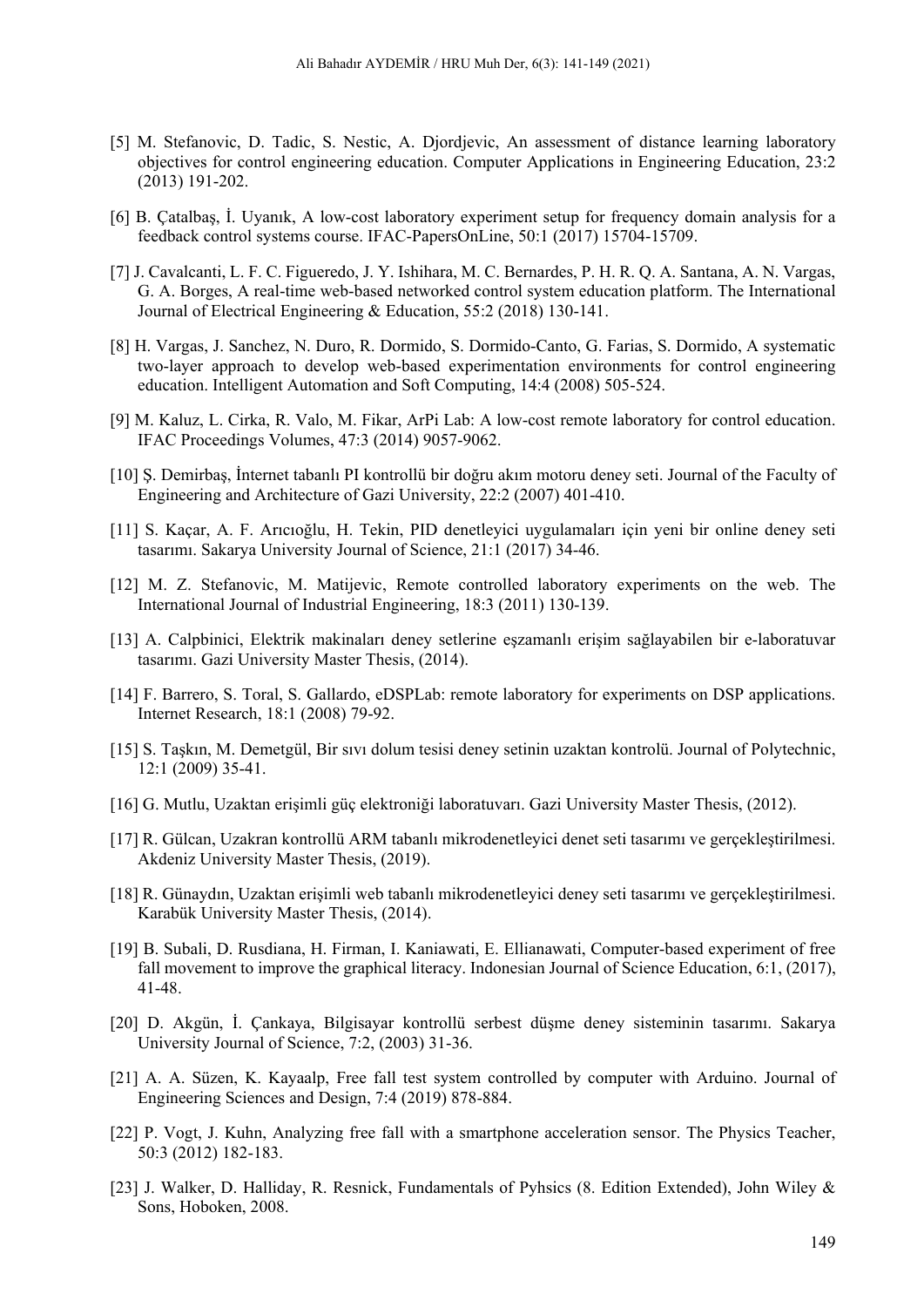[5] M. Stefanovic, D. Tadic, S. Nestic, A. Djordjevic, An assessment of distance learning laboratory objectives for control engineering education. Computer Applications in Engineering Education, 23:2 (2013) 191-202.

[6] B. Çatalbaş, İ. Uyanık, A low-cost laboratory experiment setup for frequency domain analysis for a feedback control systems course. IFAC-PapersOnLine, 50:1 (2017) 15704-15709.

[7] J. Cavalcanti, L. F. C. Figueredo, J. Y. Ishihara, M. C. Bernardes, P. H. R. Q. A. Santana, A. N. Vargas, G. A. Borges, A real-time web-based networked control system education platform. The International Journal of Electrical Engineering & Education, 55:2 (2018) 130-141.

[8] H. Vargas, J. Sanchez, N. Duro, R. Dormido, S. Dormido-Canto, G. Farias, S. Dormido, A systematic two-layer approach to develop web-based experimentation environments for control engineering education. Intelligent Automation and Soft Computing, 14:4 (2008) 505-524.

[9] M. Kaluz, L. Cirka, R. Valo, M. Fikar, ArPi Lab: A low-cost remote laboratory for control education. IFAC Proceedings Volumes, 47:3 (2014) 9057-9062.

[10] Ş. Demirbaş, İnternet tabanlı PI kontrollü bir doğru akım motoru deney seti. Journal of the Faculty of Engineering and Architecture of Gazi University, 22:2 (2007) 401-410.

[11] S. Kaçar, A. F. Arıcıoğlu, H. Tekin, PID denetleyici uygulamaları için yeni bir online deney seti tasarımı. Sakarya University Journal of Science, 21:1 (2017) 34-46.

[12] M. Z. Stefanovic, M. Matijevic, Remote controlled laboratory experiments on the web. The International Journal of Industrial Engineering, 18:3 (2011) 130-139.

[13] A. Calpbinici, Elektrik makinaları deney setlerine eşzamanlı erişim sağlayabilen bir e-laboratuvar tasarımı. Gazi University Master Thesis, (2014).

[14] F. Barrero, S. Toral, S. Gallardo, eDSPLab: remote laboratory for experiments on DSP applications. Internet Research, 18:1 (2008) 79-92.

[15] S. Taşkın, M. Demetgül, Bir sıvı dolum tesisi deney setinin uzaktan kontrolü. Journal of Polytechnic, 12:1 (2009) 35-41.

[16] G. Mutlu, Uzaktan erişimli güç elektroniği laboratuvarı. Gazi University Master Thesis, (2012).

[17] R. Gülcan, Uzakran kontrollü ARM tabanlı mikrodenetleyici denet seti tasarımı ve gerçekleştirilmesi. Akdeniz University Master Thesis, (2019).

[18] R. Günaydın, Uzaktan erişimli web tabanlı mikrodenetleyici deney seti tasarımı ve gerçekleştirilmesi. Karabük University Master Thesis, (2014).

[19] B. Subali, D. Rusdiana, H. Firman, I. Kaniawati, E. Ellianawati, Computer-based experiment of free fall movement to improve the graphical literacy. Indonesian Journal of Science Education, 6:1, (2017), 41-48.

[20] D. Akgün, İ. Çankaya, Bilgisayar kontrollü serbest düşme deney sisteminin tasarımı. Sakarya University Journal of Science, 7:2, (2003) 31-36.

[21] A. A. Süzen, K. Kayaalp, Free fall test system controlled by computer with Arduino. Journal of Engineering Sciences and Design, 7:4 (2019) 878-884.

[22] P. Vogt, J. Kuhn, Analyzing free fall with a smartphone acceleration sensor. The Physics Teacher, 50:3 (2012) 182-183.

[23] J. Walker, D. Halliday, R. Resnick, Fundamentals of Pyhsics (8. Edition Extended), John Wiley & Sons, Hoboken, 2008.